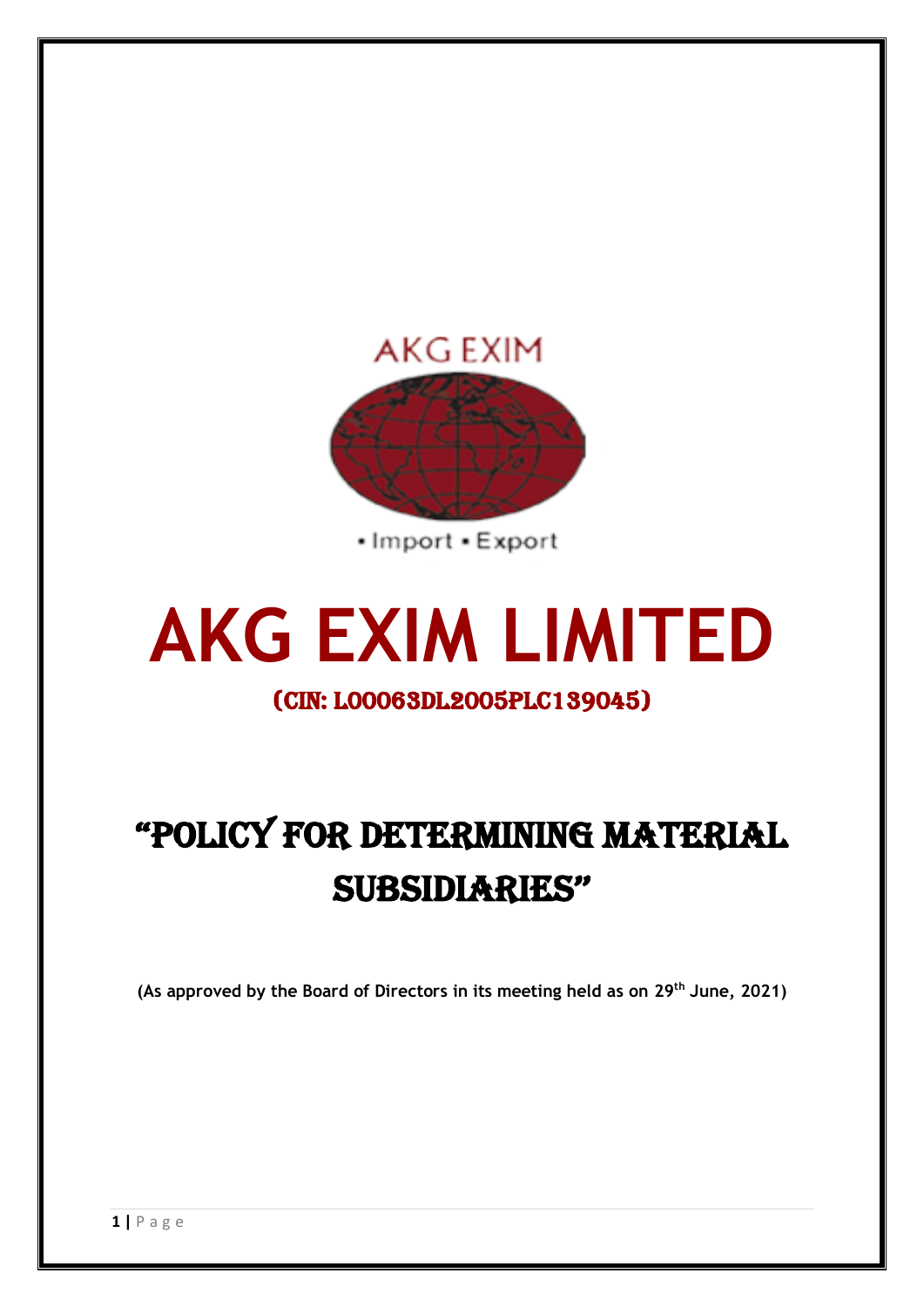AKG EXIM

• Import • Export

# AKG EXIM LIMITED

## (CIN: L00063DL2005PLC139045)

# "POLICY FOR DETERMINING MATERIAL SUBSIDIARIES"

**(As approved by the Board of Directors in its meeting held as on 29th June, 2021)**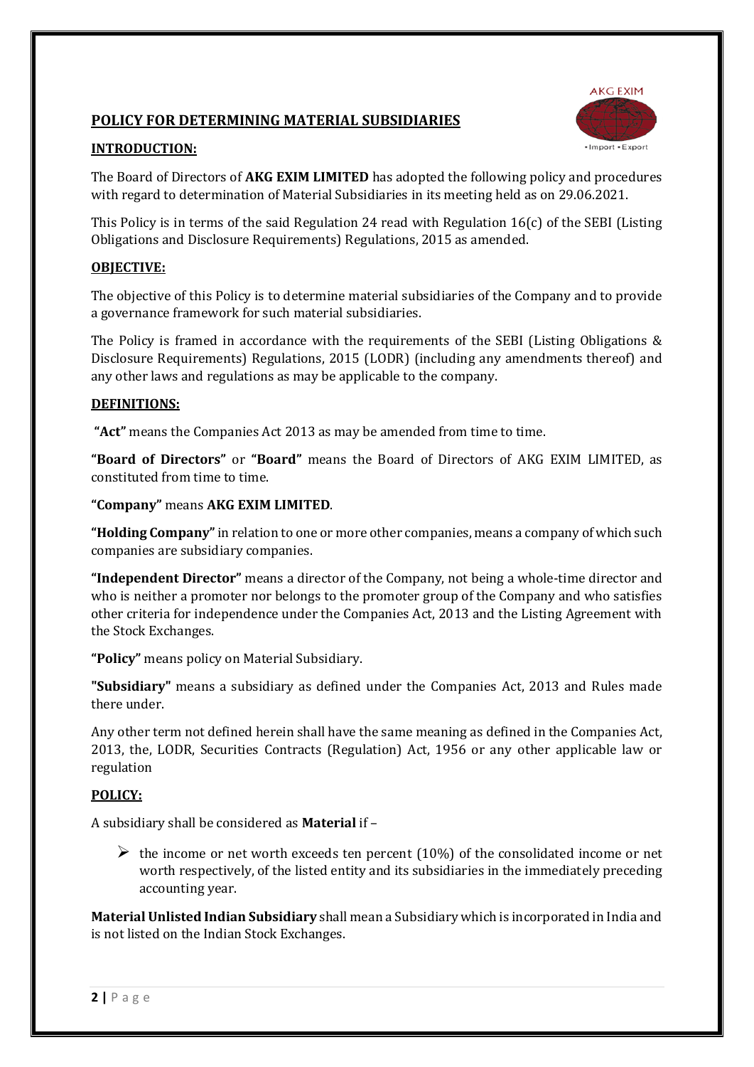## POLICY FOR DETERMINING MATERIAL SUBSIDIARIES

### INTRODUCTION:

The Board of Directors of **AKG EXIM LIMITED** has adopted the following policy and procedures with regard to determination of Material Subsidiaries in its meeting held as on 29.06.2021.

This Policy is in terms of the said Regulation 24 read with Regulation 16(c) of the SEBI (Listing Obligations and Disclosure Requirements) Regulations, 2015 as amended.

### OBJECTIVE:

The objective of this Policy is to determine material subsidiaries of the Company and to provide a governance framework for such material subsidiaries.

The Policy is framed in accordance with the requirements of the SEBI (Listing Obligations & Disclosure Requirements) Regulations, 2015 (LODR) (including any amendments thereof) and any other laws and regulations as may be applicable to the company.

### DEFINITIONS:

**"Act"** means the Companies Act 2013 as may be amended from time to time.

**"Board of Directors"** or **"Board"** means the Board of Directors of AKG EXIM LIMITED, as constituted from time to time.

**"Company"** means **AKG EXIM LIMITED**.

**"Holding Company"** in relation to one or more other companies, means a company of which such companies are subsidiary companies.

**"Independent Director"** means a director of the Company, not being a whole-time director and who is neither a promoter nor belongs to the promoter group of the Company and who satisfies other criteria for independence under the Companies Act, 2013 and the Listing Agreement with the Stock Exchanges.

**"Policy"** means policy on Material Subsidiary.

**"Subsidiary"** means a subsidiary as defined under the Companies Act, 2013 and Rules made there under.

Any other term not defined herein shall have the same meaning as defined in the Companies Act, 2013, the, LODR, Securities Contracts (Regulation) Act, 1956 or any other applicable law or regulation

### POLICY:

A subsidiary shall be considered as **Material** if –

- the income or net worth exceeds ten percent (10%) of the consolidated income or net worth respectively, of the listed entity and its subsidiaries in the immediately preceding accounting year.

**Material Unlisted Indian Subsidiary** shall mean a Subsidiary which is incorporated in India and is not listed on the Indian Stock Exchanges.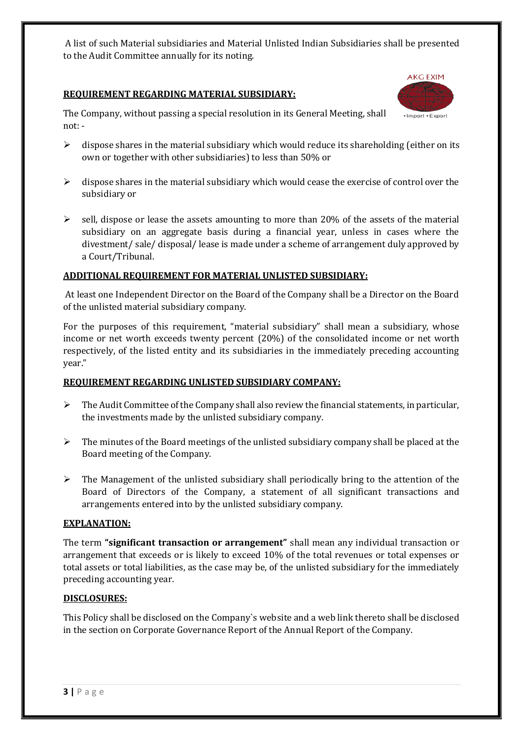A list of such Material subsidiaries and Material Unlisted Indian Subsidiaries shall be presented to the Audit Committee annually for its noting.

**REQUIREMENT REGARDING MATERIAL SUBSIDIARY:**

The Company, without passing a special resolution in its General Meeting, shall not: -

- dispose shares in the material subsidiary which would reduce its shareholding (either on its own or together with other subsidiaries) to less than 50% or
- dispose shares in the material subsidiary which would cease the exercise of control over the subsidiary or
- sell, dispose or lease the assets amounting to more than 20% of the assets of the material subsidiary on an aggregate basis during a financial year, unless in cases where the divestment/ sale/ disposal/ lease is made under a scheme of arrangement duly approved by a Court/Tribunal.

**ADDITIONAL REQUIREMENT FOR MATERIAL UNLISTED SUBSIDIARY:**

At least one Independent Director on the Board of the Company shall be a Director on the Board of the unlisted material subsidiary company.

For the purposes of this requirement, "material subsidiary" shall mean a subsidiary, whose income or net worth exceeds twenty percent (20%) of the consolidated income or net worth respectively, of the listed entity and its subsidiaries in the immediately preceding accounting year."

**REQUIREMENT REGARDING UNLISTED SUBSIDIARY COMPANY:**

- The Audit Committee of the Company shall also review the financial statements, in particular, the investments made by the unlisted subsidiary company.
- The minutes of the Board meetings of the unlisted subsidiary company shall be placed at the Board meeting of the Company.
- The Management of the unlisted subsidiary shall periodically bring to the attention of the Board of Directors of the Company, a statement of all significant transactions and arrangements entered into by the unlisted subsidiary company.

**EXPLANATION:**

The term **"significant transaction or arrangement"** shall mean any individual transaction or arrangement that exceeds or is likely to exceed 10% of the total revenues or total expenses or total assets or total liabilities, as the case may be, of the unlisted subsidiary for the immediately preceding accounting year.

**DISCLOSURES:**

This Policy shall be disclosed on the Company`s website and a web link thereto shall be disclosed in the section on Corporate Governance Report of the Annual Report of the Company.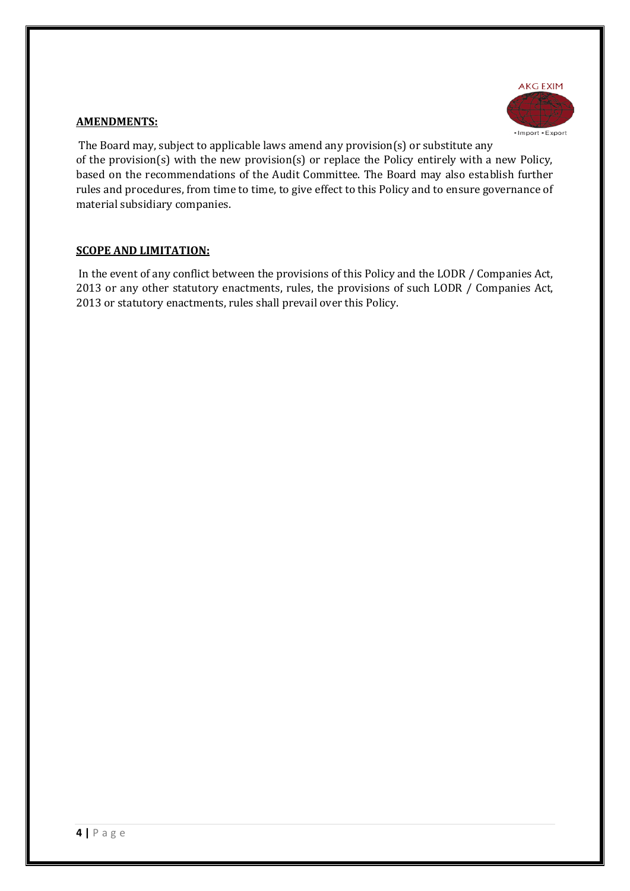**AMENDMENTS:**

The Board may, subject to applicable laws amend any provision(s) or substitute any of the provision(s) with the new provision(s) or replace the Policy entirely with a new Policy, based on the recommendations of the Audit Committee. The Board may also establish further rules and procedures, from time to time, to give effect to this Policy and to ensure governance of material subsidiary companies.

**SCOPE AND LIMITATION:**

In the event of any conflict between the provisions of this Policy and the LODR / Companies Act, 2013 or any other statutory enactments, rules, the provisions of such LODR / Companies Act, 2013 or statutory enactments, rules shall prevail over this Policy.